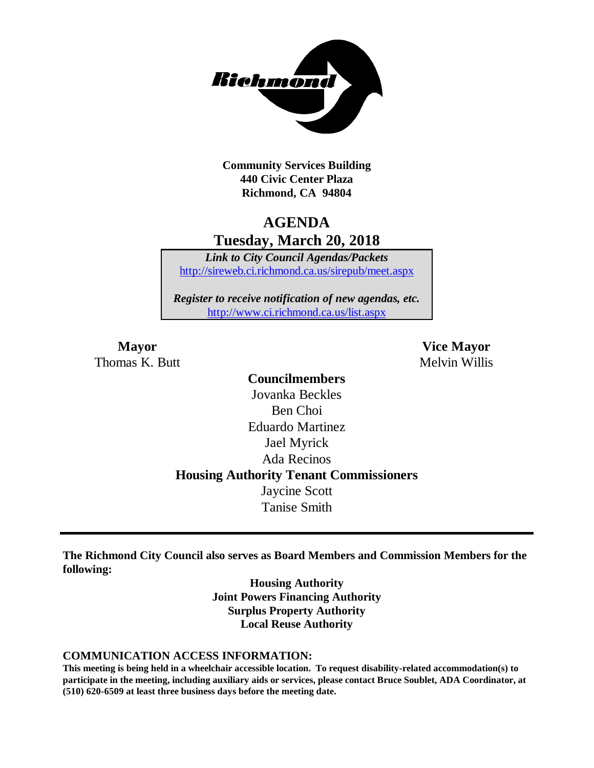**Community Services Building**
**440 Civic Center Plaza**
**Richmond, CA 94804**

# AGENDA
## Tuesday, March 20, 2018

***Link to City Council Agendas/Packets***
http://sireweb.ci.richmond.ca.us/sirepub/meet.aspx

***Register to receive notification of new agendas, etc.***
http://www.ci.richmond.ca.us/list.aspx

**Mayor**
Thomas K. Butt

**Vice Mayor**
Melvin Willis

**Councilmembers**
Jovanka Beckles
Ben Choi
Eduardo Martinez
Jael Myrick
Ada Recinos

**Housing Authority Tenant Commissioners**
Jaycine Scott
Tanise Smith

---

**The Richmond City Council also serves as Board Members and Commission Members for the following:**

**Housing Authority**
**Joint Powers Financing Authority**
**Surplus Property Authority**
**Local Reuse Authority**

**COMMUNICATION ACCESS INFORMATION:**
**This meeting is being held in a wheelchair accessible location. To request disability-related accommodation(s) to participate in the meeting, including auxiliary aids or services, please contact Bruce Soublet, ADA Coordinator, at (510) 620-6509 at least three business days before the meeting date.**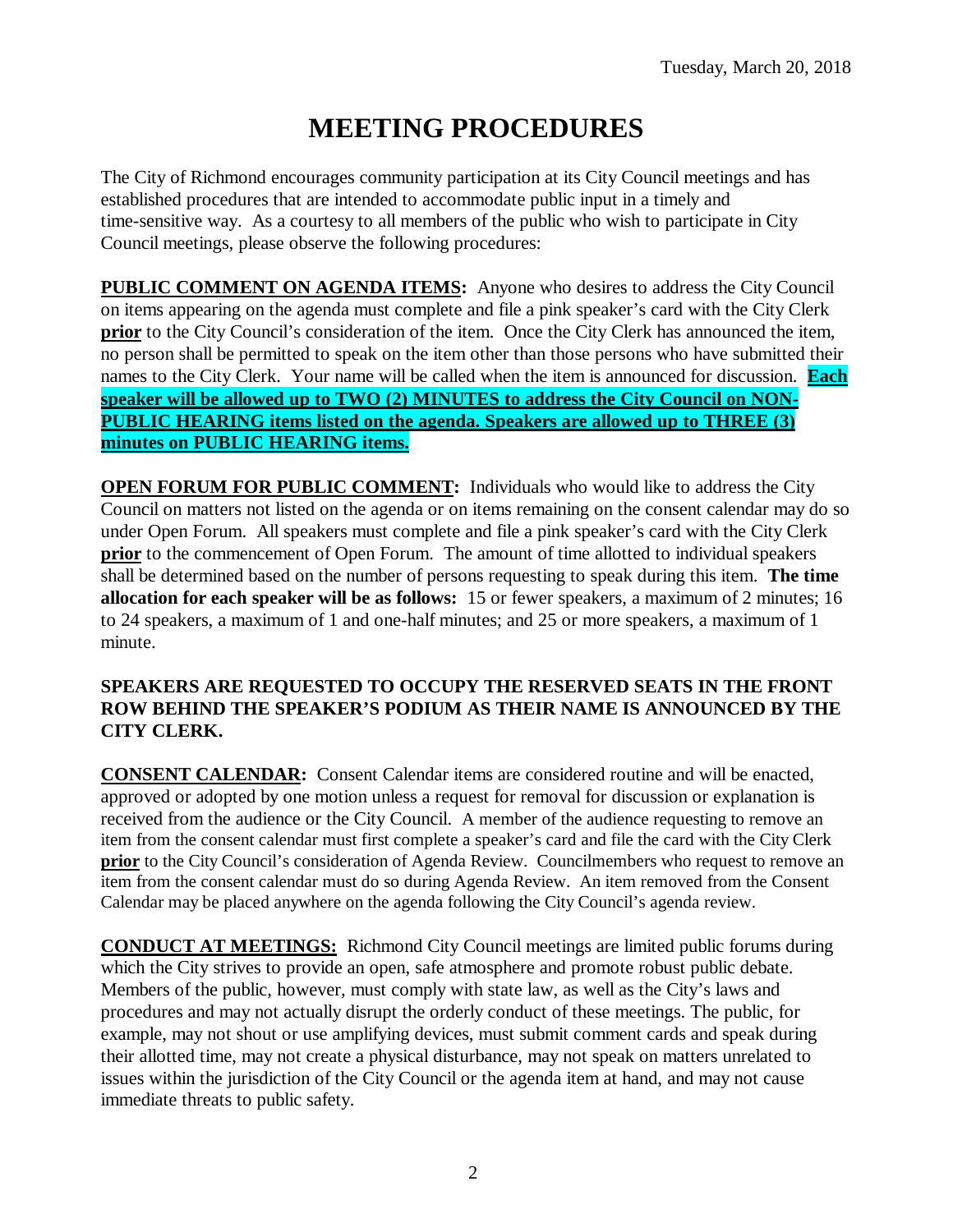Tuesday, March 20, 2018

# MEETING PROCEDURES

The City of Richmond encourages community participation at its City Council meetings and has established procedures that are intended to accommodate public input in a timely and time-sensitive way. As a courtesy to all members of the public who wish to participate in City Council meetings, please observe the following procedures:

**PUBLIC COMMENT ON AGENDA ITEMS:** Anyone who desires to address the City Council on items appearing on the agenda must complete and file a pink speaker's card with the City Clerk **prior** to the City Council's consideration of the item. Once the City Clerk has announced the item, no person shall be permitted to speak on the item other than those persons who have submitted their names to the City Clerk. Your name will be called when the item is announced for discussion. **Each speaker will be allowed up to TWO (2) MINUTES to address the City Council on NON-PUBLIC HEARING items listed on the agenda. Speakers are allowed up to THREE (3) minutes on PUBLIC HEARING items.**

**OPEN FORUM FOR PUBLIC COMMENT:** Individuals who would like to address the City Council on matters not listed on the agenda or on items remaining on the consent calendar may do so under Open Forum. All speakers must complete and file a pink speaker's card with the City Clerk **prior** to the commencement of Open Forum. The amount of time allotted to individual speakers shall be determined based on the number of persons requesting to speak during this item. **The time allocation for each speaker will be as follows:** 15 or fewer speakers, a maximum of 2 minutes; 16 to 24 speakers, a maximum of 1 and one-half minutes; and 25 or more speakers, a maximum of 1 minute.

**SPEAKERS ARE REQUESTED TO OCCUPY THE RESERVED SEATS IN THE FRONT ROW BEHIND THE SPEAKER'S PODIUM AS THEIR NAME IS ANNOUNCED BY THE CITY CLERK.**

**CONSENT CALENDAR:** Consent Calendar items are considered routine and will be enacted, approved or adopted by one motion unless a request for removal for discussion or explanation is received from the audience or the City Council. A member of the audience requesting to remove an item from the consent calendar must first complete a speaker's card and file the card with the City Clerk **prior** to the City Council's consideration of Agenda Review. Councilmembers who request to remove an item from the consent calendar must do so during Agenda Review. An item removed from the Consent Calendar may be placed anywhere on the agenda following the City Council's agenda review.

**CONDUCT AT MEETINGS:** Richmond City Council meetings are limited public forums during which the City strives to provide an open, safe atmosphere and promote robust public debate. Members of the public, however, must comply with state law, as well as the City's laws and procedures and may not actually disrupt the orderly conduct of these meetings. The public, for example, may not shout or use amplifying devices, must submit comment cards and speak during their allotted time, may not create a physical disturbance, may not speak on matters unrelated to issues within the jurisdiction of the City Council or the agenda item at hand, and may not cause immediate threats to public safety.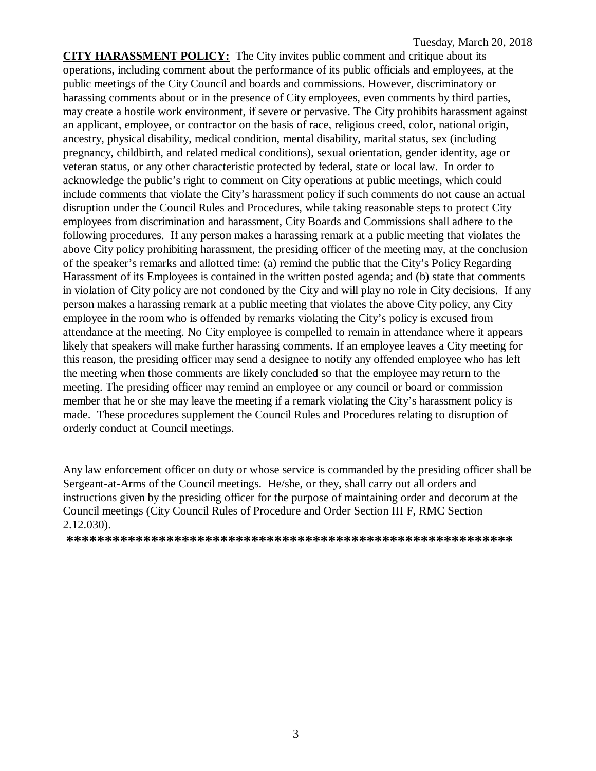**CITY HARASSMENT POLICY:** The City invites public comment and critique about its operations, including comment about the performance of its public officials and employees, at the public meetings of the City Council and boards and commissions. However, discriminatory or harassing comments about or in the presence of City employees, even comments by third parties, may create a hostile work environment, if severe or pervasive. The City prohibits harassment against an applicant, employee, or contractor on the basis of race, religious creed, color, national origin, ancestry, physical disability, medical condition, mental disability, marital status, sex (including pregnancy, childbirth, and related medical conditions), sexual orientation, gender identity, age or veteran status, or any other characteristic protected by federal, state or local law. In order to acknowledge the public's right to comment on City operations at public meetings, which could include comments that violate the City's harassment policy if such comments do not cause an actual disruption under the Council Rules and Procedures, while taking reasonable steps to protect City employees from discrimination and harassment, City Boards and Commissions shall adhere to the following procedures. If any person makes a harassing remark at a public meeting that violates the above City policy prohibiting harassment, the presiding officer of the meeting may, at the conclusion of the speaker's remarks and allotted time: (a) remind the public that the City's Policy Regarding Harassment of its Employees is contained in the written posted agenda; and (b) state that comments in violation of City policy are not condoned by the City and will play no role in City decisions. If any person makes a harassing remark at a public meeting that violates the above City policy, any City employee in the room who is offended by remarks violating the City's policy is excused from attendance at the meeting. No City employee is compelled to remain in attendance where it appears likely that speakers will make further harassing comments. If an employee leaves a City meeting for this reason, the presiding officer may send a designee to notify any offended employee who has left the meeting when those comments are likely concluded so that the employee may return to the meeting. The presiding officer may remind an employee or any council or board or commission member that he or she may leave the meeting if a remark violating the City's harassment policy is made. These procedures supplement the Council Rules and Procedures relating to disruption of orderly conduct at Council meetings.

Any law enforcement officer on duty or whose service is commanded by the presiding officer shall be Sergeant-at-Arms of the Council meetings. He/she, or they, shall carry out all orders and instructions given by the presiding officer for the purpose of maintaining order and decorum at the Council meetings (City Council Rules of Procedure and Order Section III F, RMC Section 2.12.030).

**\*\*\*\*\*\*\*\*\*\*\*\*\*\*\*\*\*\*\*\*\*\*\*\*\*\*\*\*\*\*\*\*\*\*\*\*\*\*\*\*\*\*\*\*\*\*\*\*\*\*\*\*\*\*\*\*\*\***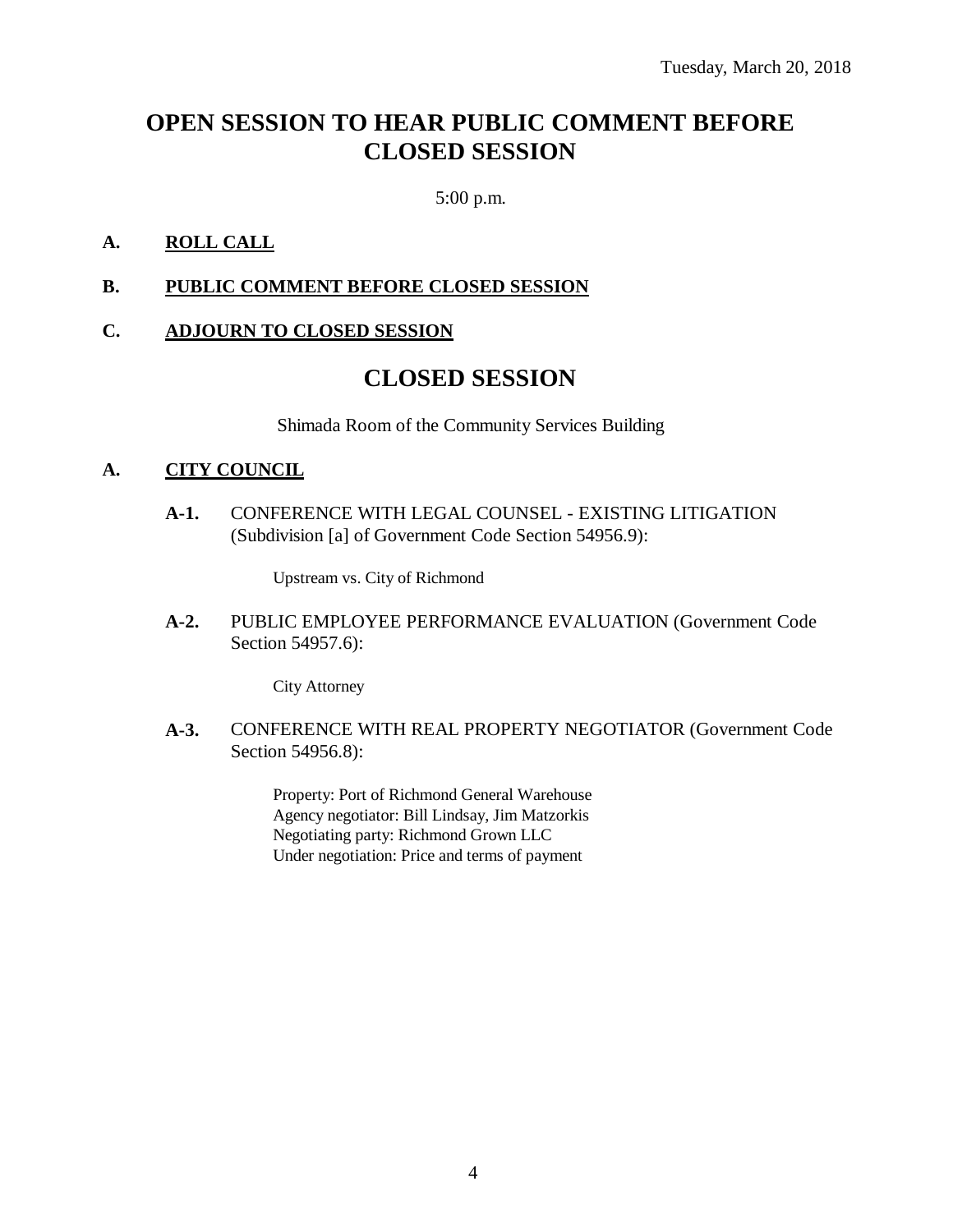Tuesday, March 20, 2018

# OPEN SESSION TO HEAR PUBLIC COMMENT BEFORE CLOSED SESSION

5:00 p.m.

**A.** **ROLL CALL**

**B.** **PUBLIC COMMENT BEFORE CLOSED SESSION**

**C.** **ADJOURN TO CLOSED SESSION**

# CLOSED SESSION

Shimada Room of the Community Services Building

**A.** **CITY COUNCIL**

**A-1.** CONFERENCE WITH LEGAL COUNSEL - EXISTING LITIGATION (Subdivision [a] of Government Code Section 54956.9):

Upstream vs. City of Richmond

**A-2.** PUBLIC EMPLOYEE PERFORMANCE EVALUATION (Government Code Section 54957.6):

City Attorney

**A-3.** CONFERENCE WITH REAL PROPERTY NEGOTIATOR (Government Code Section 54956.8):

Property: Port of Richmond General Warehouse
Agency negotiator: Bill Lindsay, Jim Matzorkis
Negotiating party: Richmond Grown LLC
Under negotiation: Price and terms of payment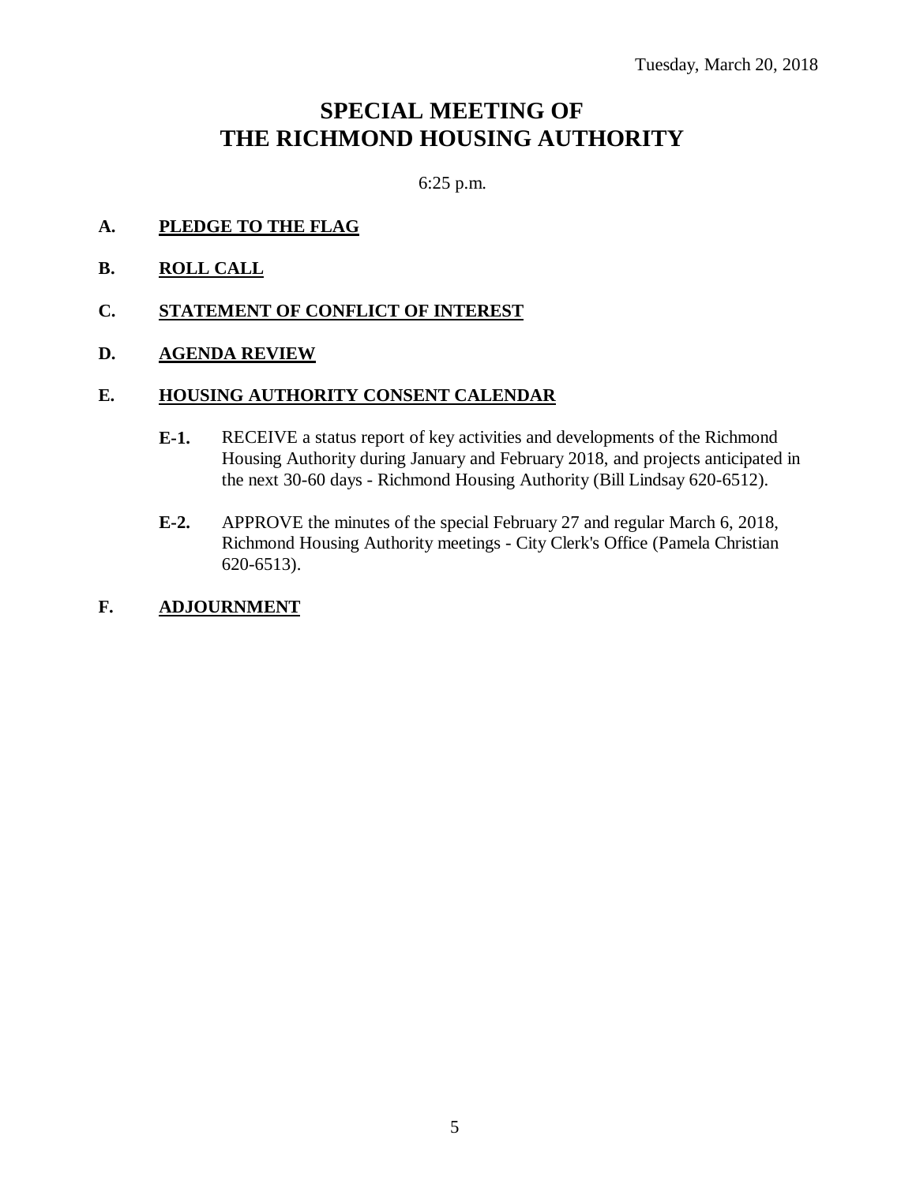Tuesday, March 20, 2018

# SPECIAL MEETING OF THE RICHMOND HOUSING AUTHORITY

6:25 p.m.

**A. PLEDGE TO THE FLAG**

**B. ROLL CALL**

**C. STATEMENT OF CONFLICT OF INTEREST**

**D. AGENDA REVIEW**

**E. HOUSING AUTHORITY CONSENT CALENDAR**

**E-1.** RECEIVE a status report of key activities and developments of the Richmond Housing Authority during January and February 2018, and projects anticipated in the next 30-60 days - Richmond Housing Authority (Bill Lindsay 620-6512).

**E-2.** APPROVE the minutes of the special February 27 and regular March 6, 2018, Richmond Housing Authority meetings - City Clerk's Office (Pamela Christian 620-6513).

**F. ADJOURNMENT**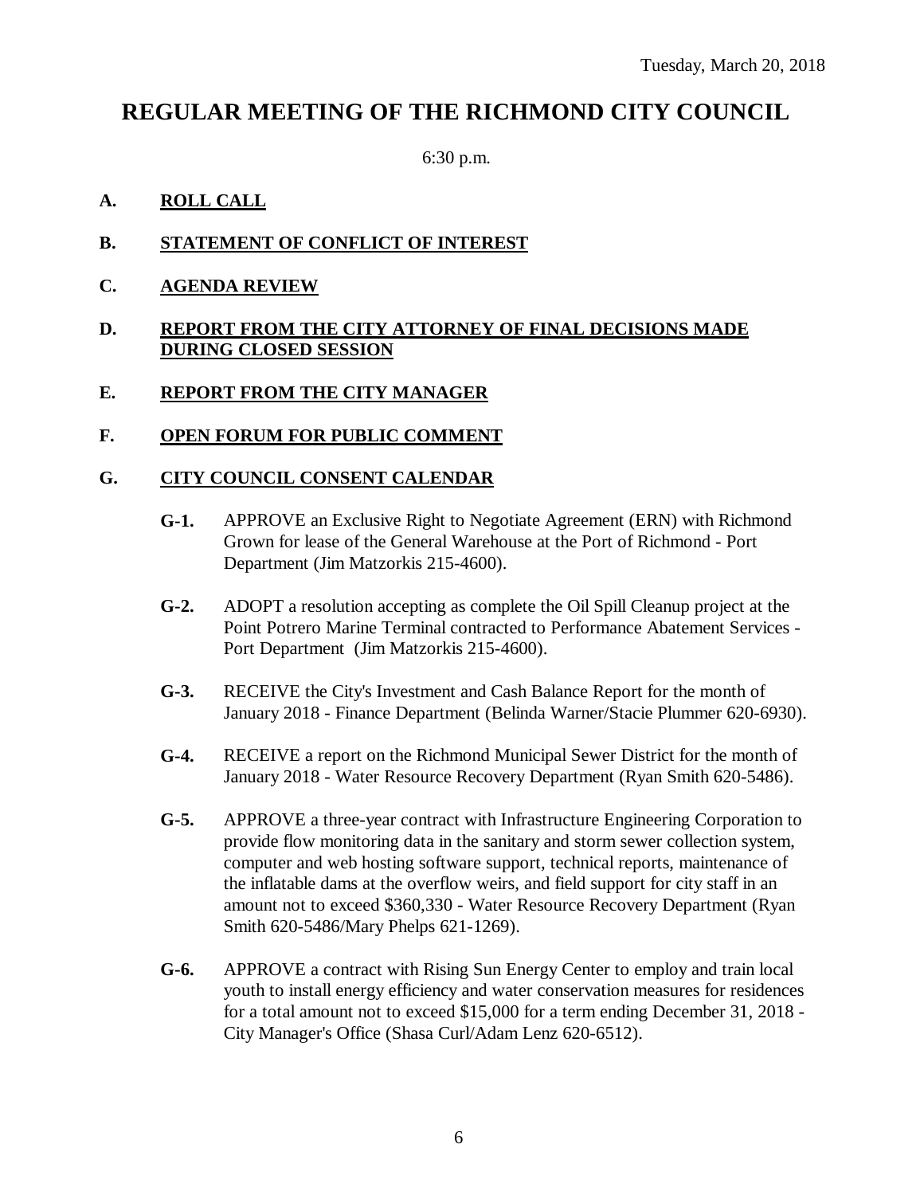Tuesday, March 20, 2018

# REGULAR MEETING OF THE RICHMOND CITY COUNCIL

6:30 p.m.

**A. ROLL CALL**

**B. STATEMENT OF CONFLICT OF INTEREST**

**C. AGENDA REVIEW**

**D. REPORT FROM THE CITY ATTORNEY OF FINAL DECISIONS MADE DURING CLOSED SESSION**

**E. REPORT FROM THE CITY MANAGER**

**F. OPEN FORUM FOR PUBLIC COMMENT**

**G. CITY COUNCIL CONSENT CALENDAR**

**G-1.** APPROVE an Exclusive Right to Negotiate Agreement (ERN) with Richmond Grown for lease of the General Warehouse at the Port of Richmond - Port Department (Jim Matzorkis 215-4600).

**G-2.** ADOPT a resolution accepting as complete the Oil Spill Cleanup project at the Point Potrero Marine Terminal contracted to Performance Abatement Services - Port Department (Jim Matzorkis 215-4600).

**G-3.** RECEIVE the City's Investment and Cash Balance Report for the month of January 2018 - Finance Department (Belinda Warner/Stacie Plummer 620-6930).

**G-4.** RECEIVE a report on the Richmond Municipal Sewer District for the month of January 2018 - Water Resource Recovery Department (Ryan Smith 620-5486).

**G-5.** APPROVE a three-year contract with Infrastructure Engineering Corporation to provide flow monitoring data in the sanitary and storm sewer collection system, computer and web hosting software support, technical reports, maintenance of the inflatable dams at the overflow weirs, and field support for city staff in an amount not to exceed $360,330 - Water Resource Recovery Department (Ryan Smith 620-5486/Mary Phelps 621-1269).

**G-6.** APPROVE a contract with Rising Sun Energy Center to employ and train local youth to install energy efficiency and water conservation measures for residences for a total amount not to exceed $15,000 for a term ending December 31, 2018 - City Manager's Office (Shasa Curl/Adam Lenz 620-6512).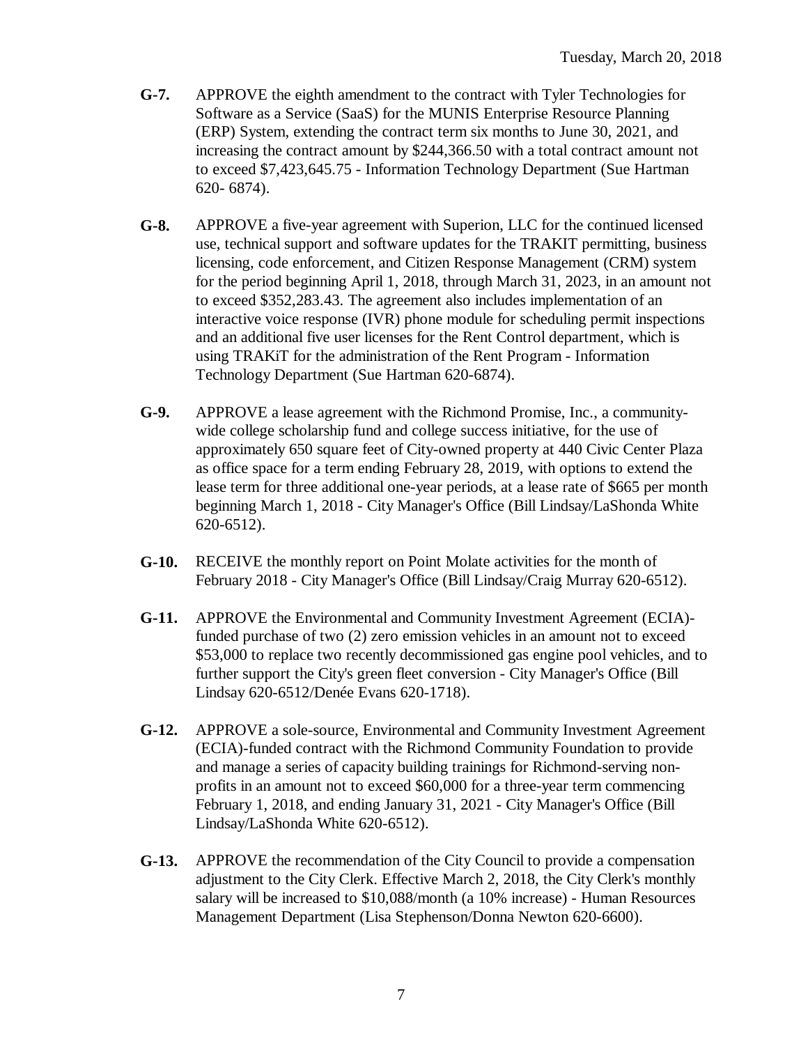**G-7.** APPROVE the eighth amendment to the contract with Tyler Technologies for Software as a Service (SaaS) for the MUNIS Enterprise Resource Planning (ERP) System, extending the contract term six months to June 30, 2021, and increasing the contract amount by $244,366.50 with a total contract amount not to exceed $7,423,645.75 - Information Technology Department (Sue Hartman 620- 6874).

**G-8.** APPROVE a five-year agreement with Superion, LLC for the continued licensed use, technical support and software updates for the TRAKIT permitting, business licensing, code enforcement, and Citizen Response Management (CRM) system for the period beginning April 1, 2018, through March 31, 2023, in an amount not to exceed $352,283.43. The agreement also includes implementation of an interactive voice response (IVR) phone module for scheduling permit inspections and an additional five user licenses for the Rent Control department, which is using TRAKiT for the administration of the Rent Program - Information Technology Department (Sue Hartman 620-6874).

**G-9.** APPROVE a lease agreement with the Richmond Promise, Inc., a community-wide college scholarship fund and college success initiative, for the use of approximately 650 square feet of City-owned property at 440 Civic Center Plaza as office space for a term ending February 28, 2019, with options to extend the lease term for three additional one-year periods, at a lease rate of $665 per month beginning March 1, 2018 - City Manager's Office (Bill Lindsay/LaShonda White 620-6512).

**G-10.** RECEIVE the monthly report on Point Molate activities for the month of February 2018 - City Manager's Office (Bill Lindsay/Craig Murray 620-6512).

**G-11.** APPROVE the Environmental and Community Investment Agreement (ECIA)-funded purchase of two (2) zero emission vehicles in an amount not to exceed $53,000 to replace two recently decommissioned gas engine pool vehicles, and to further support the City's green fleet conversion - City Manager's Office (Bill Lindsay 620-6512/Denée Evans 620-1718).

**G-12.** APPROVE a sole-source, Environmental and Community Investment Agreement (ECIA)-funded contract with the Richmond Community Foundation to provide and manage a series of capacity building trainings for Richmond-serving non-profits in an amount not to exceed $60,000 for a three-year term commencing February 1, 2018, and ending January 31, 2021 - City Manager's Office (Bill Lindsay/LaShonda White 620-6512).

**G-13.** APPROVE the recommendation of the City Council to provide a compensation adjustment to the City Clerk. Effective March 2, 2018, the City Clerk's monthly salary will be increased to $10,088/month (a 10% increase) - Human Resources Management Department (Lisa Stephenson/Donna Newton 620-6600).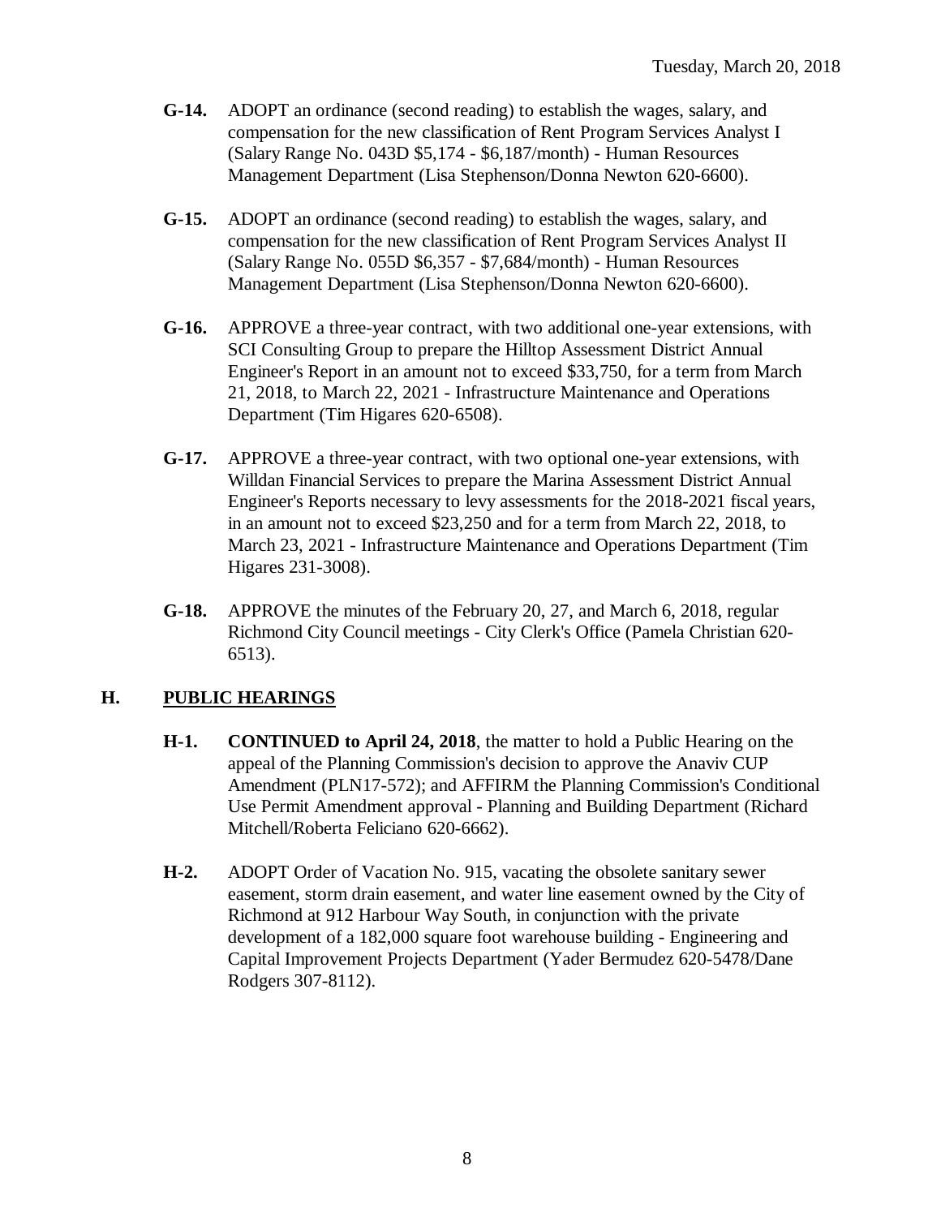**G-14.** ADOPT an ordinance (second reading) to establish the wages, salary, and compensation for the new classification of Rent Program Services Analyst I (Salary Range No. 043D $5,174 - $6,187/month) - Human Resources Management Department (Lisa Stephenson/Donna Newton 620-6600).

**G-15.** ADOPT an ordinance (second reading) to establish the wages, salary, and compensation for the new classification of Rent Program Services Analyst II (Salary Range No. 055D $6,357 - $7,684/month) - Human Resources Management Department (Lisa Stephenson/Donna Newton 620-6600).

**G-16.** APPROVE a three-year contract, with two additional one-year extensions, with SCI Consulting Group to prepare the Hilltop Assessment District Annual Engineer's Report in an amount not to exceed $33,750, for a term from March 21, 2018, to March 22, 2021 - Infrastructure Maintenance and Operations Department (Tim Higares 620-6508).

**G-17.** APPROVE a three-year contract, with two optional one-year extensions, with Willdan Financial Services to prepare the Marina Assessment District Annual Engineer's Reports necessary to levy assessments for the 2018-2021 fiscal years, in an amount not to exceed $23,250 and for a term from March 22, 2018, to March 23, 2021 - Infrastructure Maintenance and Operations Department (Tim Higares 231-3008).

**G-18.** APPROVE the minutes of the February 20, 27, and March 6, 2018, regular Richmond City Council meetings - City Clerk's Office (Pamela Christian 620-6513).

## H. PUBLIC HEARINGS

**H-1.** **CONTINUED to April 24, 2018**, the matter to hold a Public Hearing on the appeal of the Planning Commission's decision to approve the Anaviv CUP Amendment (PLN17-572); and AFFIRM the Planning Commission's Conditional Use Permit Amendment approval - Planning and Building Department (Richard Mitchell/Roberta Feliciano 620-6662).

**H-2.** ADOPT Order of Vacation No. 915, vacating the obsolete sanitary sewer easement, storm drain easement, and water line easement owned by the City of Richmond at 912 Harbour Way South, in conjunction with the private development of a 182,000 square foot warehouse building - Engineering and Capital Improvement Projects Department (Yader Bermudez 620-5478/Dane Rodgers 307-8112).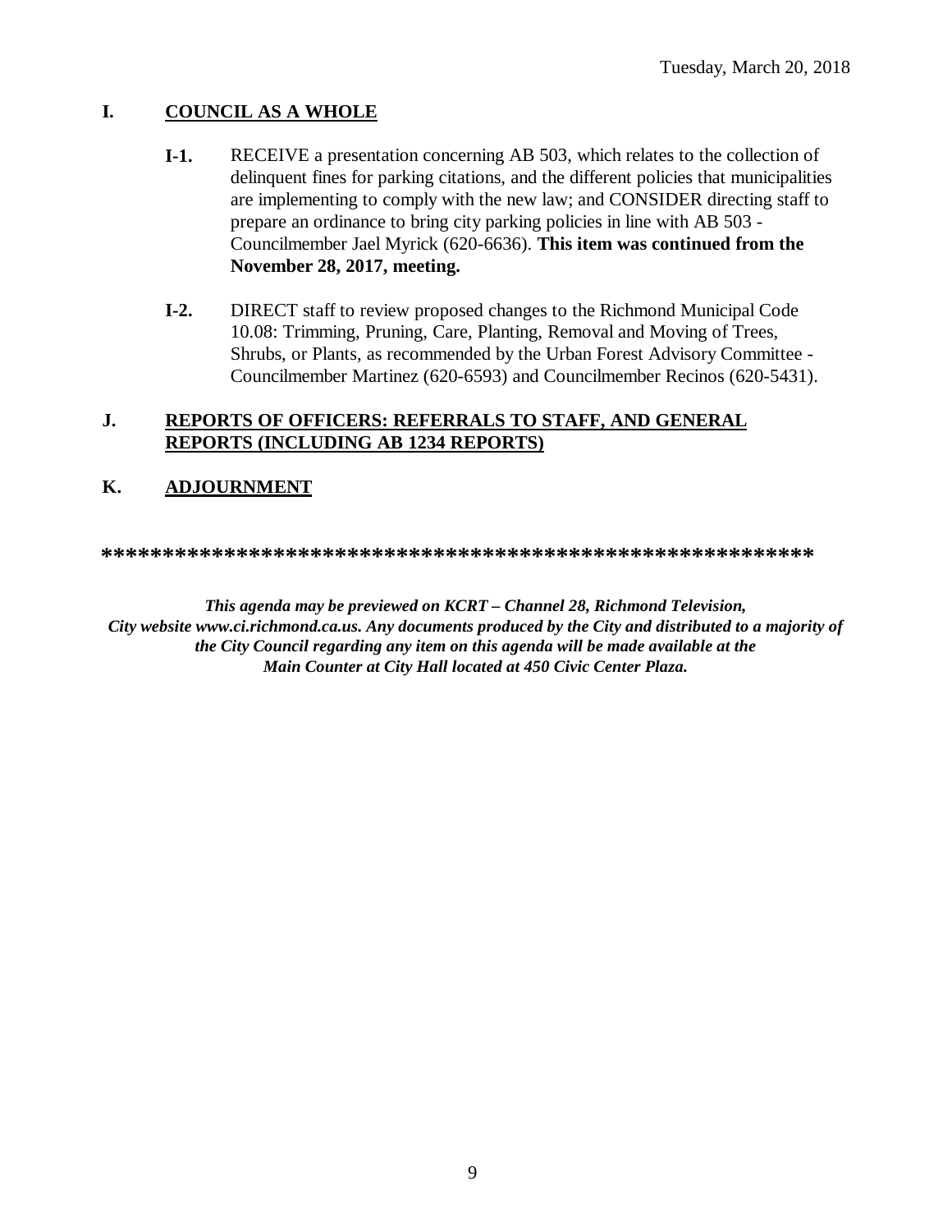## I. COUNCIL AS A WHOLE

**I-1.** RECEIVE a presentation concerning AB 503, which relates to the collection of delinquent fines for parking citations, and the different policies that municipalities are implementing to comply with the new law; and CONSIDER directing staff to prepare an ordinance to bring city parking policies in line with AB 503 - Councilmember Jael Myrick (620-6636). **This item was continued from the November 28, 2017, meeting.**

**I-2.** DIRECT staff to review proposed changes to the Richmond Municipal Code 10.08: Trimming, Pruning, Care, Planting, Removal and Moving of Trees, Shrubs, or Plants, as recommended by the Urban Forest Advisory Committee - Councilmember Martinez (620-6593) and Councilmember Recinos (620-5431).

## J. REPORTS OF OFFICERS: REFERRALS TO STAFF, AND GENERAL REPORTS (INCLUDING AB 1234 REPORTS)

## K. ADJOURNMENT

**************************************************************

***This agenda may be previewed on KCRT – Channel 28, Richmond Television, City website www.ci.richmond.ca.us. Any documents produced by the City and distributed to a majority of the City Council regarding any item on this agenda will be made available at the Main Counter at City Hall located at 450 Civic Center Plaza.***